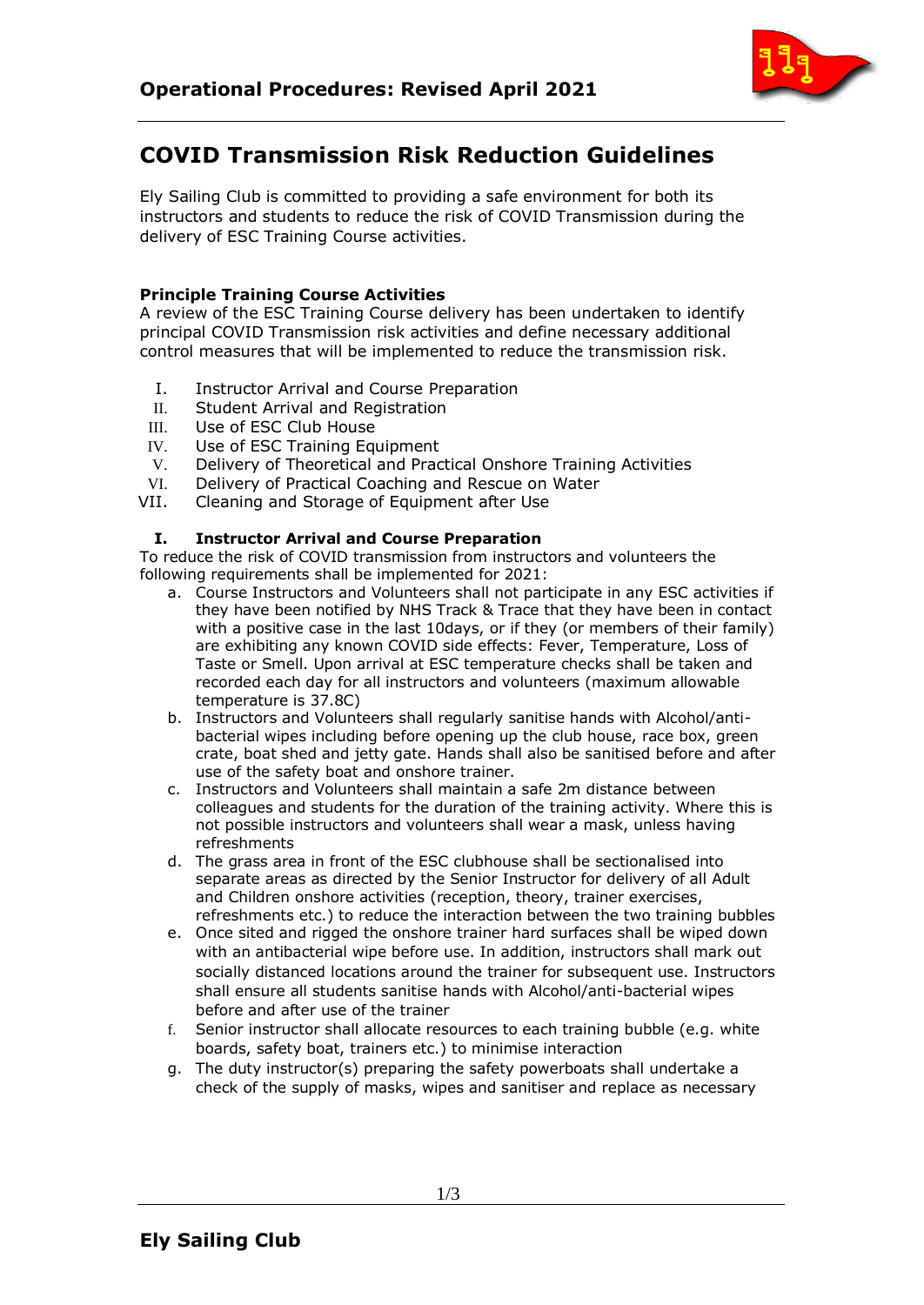# Operational Procedures: Revised April 2021

## COVID Transmission Risk Reduction Guidelines

Ely Sailing Club is committed to providing a safe environment for both its instructors and students to reduce the risk of COVID Transmission during the delivery of ESC Training Course activities.

**Principle Training Course Activities**

A review of the ESC Training Course delivery has been undertaken to identify principal COVID Transmission risk activities and define necessary additional control measures that will be implemented to reduce the transmission risk.

I. Instructor Arrival and Course Preparation
II. Student Arrival and Registration
III. Use of ESC Club House
IV. Use of ESC Training Equipment
V. Delivery of Theoretical and Practical Onshore Training Activities
VI. Delivery of Practical Coaching and Rescue on Water
VII. Cleaning and Storage of Equipment after Use

### I. Instructor Arrival and Course Preparation

To reduce the risk of COVID transmission from instructors and volunteers the following requirements shall be implemented for 2021:

a. Course Instructors and Volunteers shall not participate in any ESC activities if they have been notified by NHS Track & Trace that they have been in contact with a positive case in the last 10days, or if they (or members of their family) are exhibiting any known COVID side effects: Fever, Temperature, Loss of Taste or Smell. Upon arrival at ESC temperature checks shall be taken and recorded each day for all instructors and volunteers (maximum allowable temperature is 37.8C)
b. Instructors and Volunteers shall regularly sanitise hands with Alcohol/anti-bacterial wipes including before opening up the club house, race box, green crate, boat shed and jetty gate. Hands shall also be sanitised before and after use of the safety boat and onshore trainer.
c. Instructors and Volunteers shall maintain a safe 2m distance between colleagues and students for the duration of the training activity. Where this is not possible instructors and volunteers shall wear a mask, unless having refreshments
d. The grass area in front of the ESC clubhouse shall be sectionalised into separate areas as directed by the Senior Instructor for delivery of all Adult and Children onshore activities (reception, theory, trainer exercises, refreshments etc.) to reduce the interaction between the two training bubbles
e. Once sited and rigged the onshore trainer hard surfaces shall be wiped down with an antibacterial wipe before use. In addition, instructors shall mark out socially distanced locations around the trainer for subsequent use. Instructors shall ensure all students sanitise hands with Alcohol/anti-bacterial wipes before and after use of the trainer
f. Senior instructor shall allocate resources to each training bubble (e.g. white boards, safety boat, trainers etc.) to minimise interaction
g. The duty instructor(s) preparing the safety powerboats shall undertake a check of the supply of masks, wipes and sanitiser and replace as necessary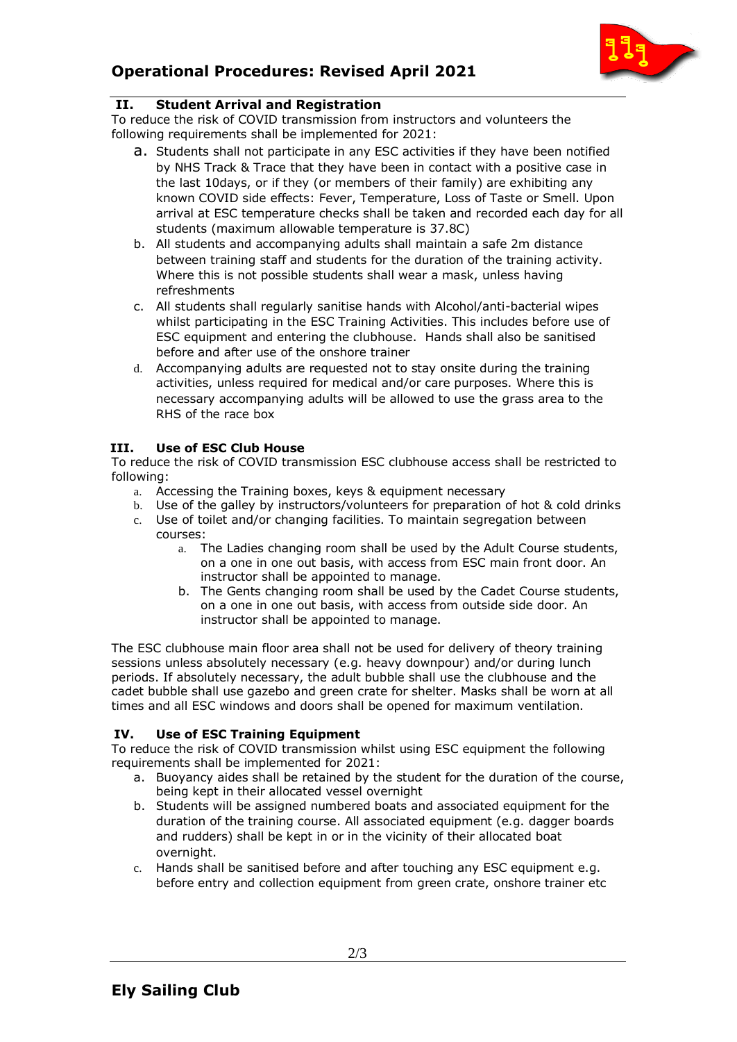## II. Student Arrival and Registration

To reduce the risk of COVID transmission from instructors and volunteers the following requirements shall be implemented for 2021:

a. Students shall not participate in any ESC activities if they have been notified by NHS Track & Trace that they have been in contact with a positive case in the last 10days, or if they (or members of their family) are exhibiting any known COVID side effects: Fever, Temperature, Loss of Taste or Smell. Upon arrival at ESC temperature checks shall be taken and recorded each day for all students (maximum allowable temperature is 37.8C)

b. All students and accompanying adults shall maintain a safe 2m distance between training staff and students for the duration of the training activity. Where this is not possible students shall wear a mask, unless having refreshments

c. All students shall regularly sanitise hands with Alcohol/anti-bacterial wipes whilst participating in the ESC Training Activities. This includes before use of ESC equipment and entering the clubhouse. Hands shall also be sanitised before and after use of the onshore trainer

d. Accompanying adults are requested not to stay onsite during the training activities, unless required for medical and/or care purposes. Where this is necessary accompanying adults will be allowed to use the grass area to the RHS of the race box

## III. Use of ESC Club House

To reduce the risk of COVID transmission ESC clubhouse access shall be restricted to following:

a. Accessing the Training boxes, keys & equipment necessary
b. Use of the galley by instructors/volunteers for preparation of hot & cold drinks
c. Use of toilet and/or changing facilities. To maintain segregation between courses:
    a. The Ladies changing room shall be used by the Adult Course students, on a one in one out basis, with access from ESC main front door. An instructor shall be appointed to manage.
    b. The Gents changing room shall be used by the Cadet Course students, on a one in one out basis, with access from outside side door. An instructor shall be appointed to manage.

The ESC clubhouse main floor area shall not be used for delivery of theory training sessions unless absolutely necessary (e.g. heavy downpour) and/or during lunch periods. If absolutely necessary, the adult bubble shall use the clubhouse and the cadet bubble shall use gazebo and green crate for shelter. Masks shall be worn at all times and all ESC windows and doors shall be opened for maximum ventilation.

## IV. Use of ESC Training Equipment

To reduce the risk of COVID transmission whilst using ESC equipment the following requirements shall be implemented for 2021:

a. Buoyancy aides shall be retained by the student for the duration of the course, being kept in their allocated vessel overnight

b. Students will be assigned numbered boats and associated equipment for the duration of the training course. All associated equipment (e.g. dagger boards and rudders) shall be kept in or in the vicinity of their allocated boat overnight.

c. Hands shall be sanitised before and after touching any ESC equipment e.g. before entry and collection equipment from green crate, onshore trainer etc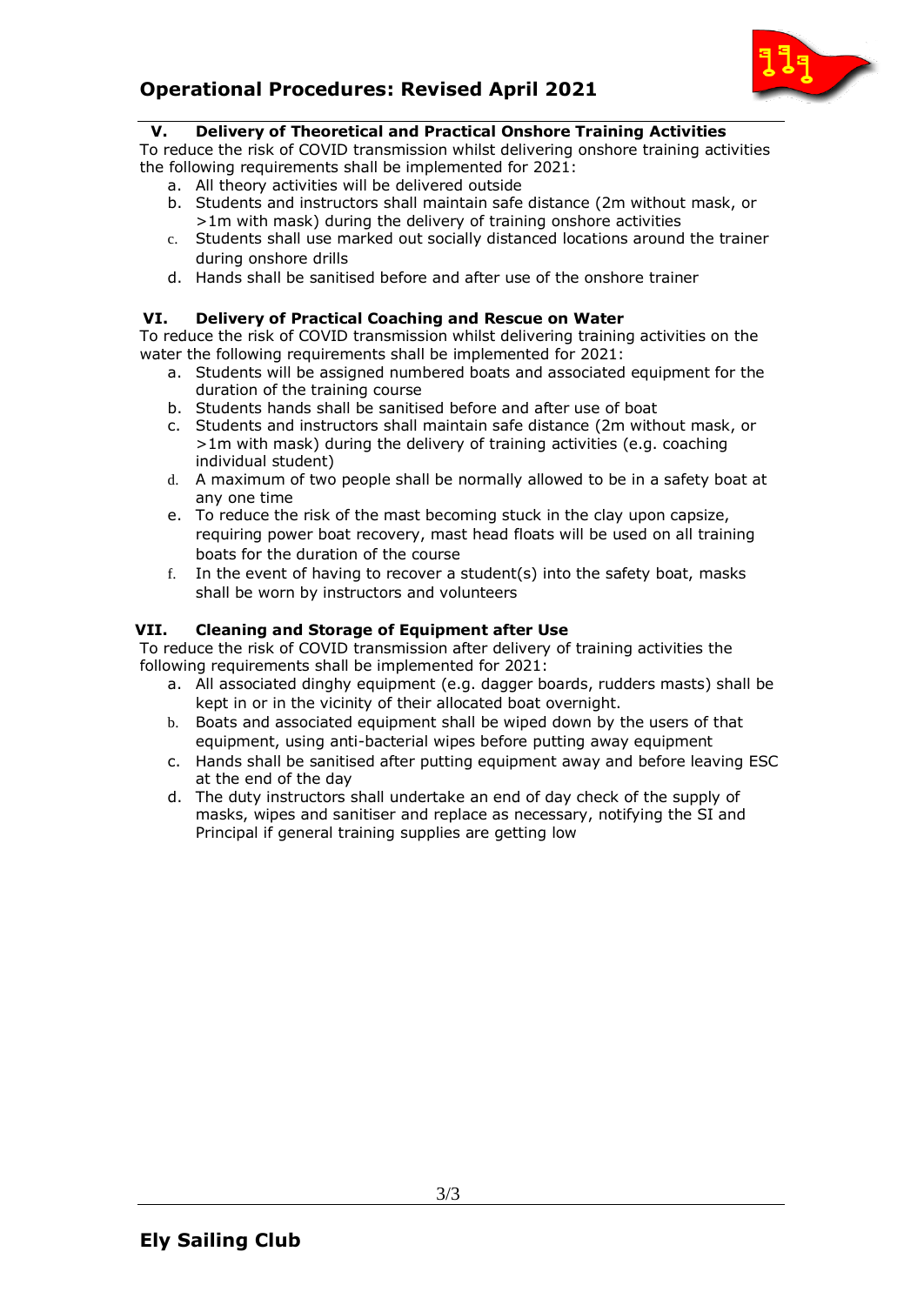## V. Delivery of Theoretical and Practical Onshore Training Activities

To reduce the risk of COVID transmission whilst delivering onshore training activities the following requirements shall be implemented for 2021:

a. All theory activities will be delivered outside
b. Students and instructors shall maintain safe distance (2m without mask, or >1m with mask) during the delivery of training onshore activities
c. Students shall use marked out socially distanced locations around the trainer during onshore drills
d. Hands shall be sanitised before and after use of the onshore trainer

## VI. Delivery of Practical Coaching and Rescue on Water

To reduce the risk of COVID transmission whilst delivering training activities on the water the following requirements shall be implemented for 2021:

a. Students will be assigned numbered boats and associated equipment for the duration of the training course
b. Students hands shall be sanitised before and after use of boat
c. Students and instructors shall maintain safe distance (2m without mask, or >1m with mask) during the delivery of training activities (e.g. coaching individual student)
d. A maximum of two people shall be normally allowed to be in a safety boat at any one time
e. To reduce the risk of the mast becoming stuck in the clay upon capsize, requiring power boat recovery, mast head floats will be used on all training boats for the duration of the course
f. In the event of having to recover a student(s) into the safety boat, masks shall be worn by instructors and volunteers

## VII. Cleaning and Storage of Equipment after Use

To reduce the risk of COVID transmission after delivery of training activities the following requirements shall be implemented for 2021:

a. All associated dinghy equipment (e.g. dagger boards, rudders masts) shall be kept in or in the vicinity of their allocated boat overnight.
b. Boats and associated equipment shall be wiped down by the users of that equipment, using anti-bacterial wipes before putting away equipment
c. Hands shall be sanitised after putting equipment away and before leaving ESC at the end of the day
d. The duty instructors shall undertake an end of day check of the supply of masks, wipes and sanitiser and replace as necessary, notifying the SI and Principal if general training supplies are getting low